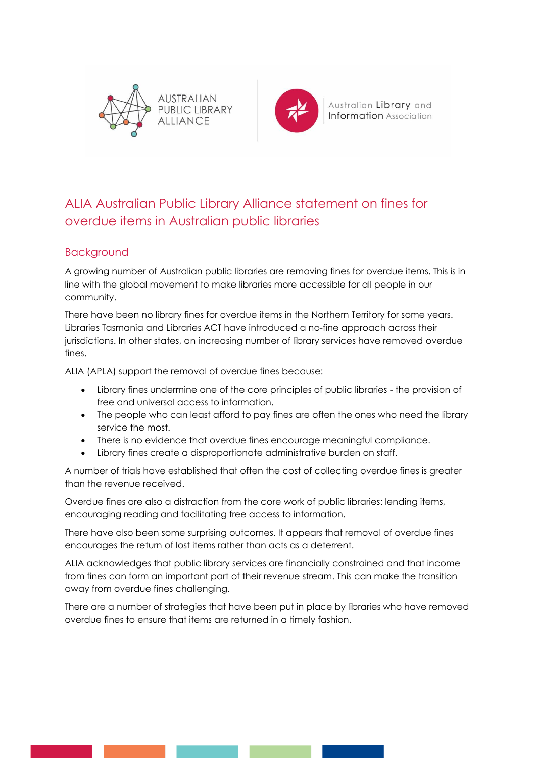# ALIA Australian Public Library Alliance statement on fines for overdue items in Australian public libraries

## Background

A growing number of Australian public libraries are removing fines for overdue items. This is in line with the global movement to make libraries more accessible for all people in our community.

There have been no library fines for overdue items in the Northern Territory for some years. Libraries Tasmania and Libraries ACT have introduced a no-fine approach across their jurisdictions. In other states, an increasing number of library services have removed overdue fines.

ALIA (APLA) support the removal of overdue fines because:

- Library fines undermine one of the core principles of public libraries - the provision of free and universal access to information.
- The people who can least afford to pay fines are often the ones who need the library service the most.
- There is no evidence that overdue fines encourage meaningful compliance.
- Library fines create a disproportionate administrative burden on staff.

A number of trials have established that often the cost of collecting overdue fines is greater than the revenue received.

Overdue fines are also a distraction from the core work of public libraries: lending items, encouraging reading and facilitating free access to information.

There have also been some surprising outcomes. It appears that removal of overdue fines encourages the return of lost items rather than acts as a deterrent.

ALIA acknowledges that public library services are financially constrained and that income from fines can form an important part of their revenue stream. This can make the transition away from overdue fines challenging.

There are a number of strategies that have been put in place by libraries who have removed overdue fines to ensure that items are returned in a timely fashion.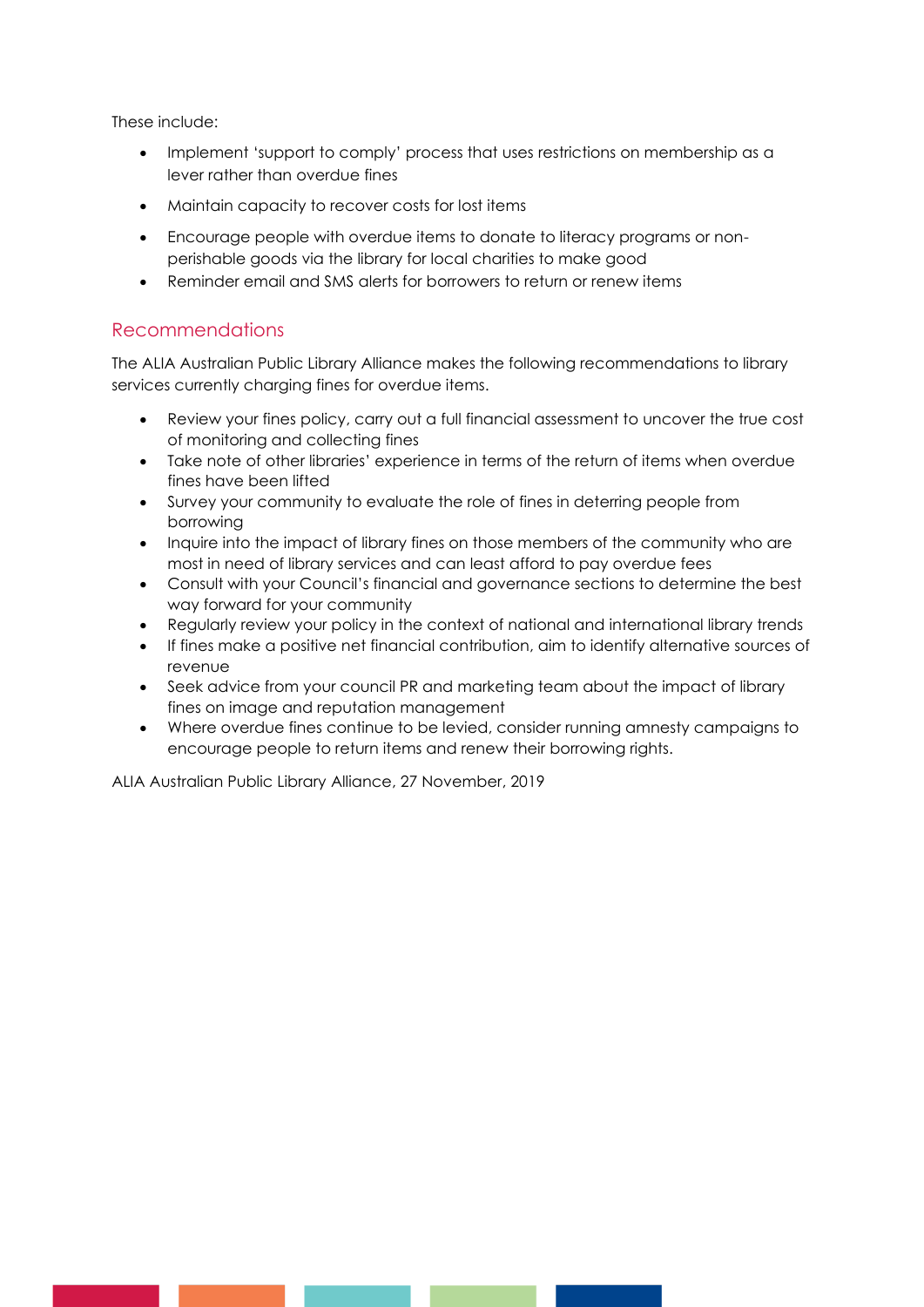These include:

- Implement 'support to comply' process that uses restrictions on membership as a lever rather than overdue fines
- Maintain capacity to recover costs for lost items
- Encourage people with overdue items to donate to literacy programs or non-perishable goods via the library for local charities to make good
- Reminder email and SMS alerts for borrowers to return or renew items

## Recommendations

The ALIA Australian Public Library Alliance makes the following recommendations to library services currently charging fines for overdue items.

- Review your fines policy, carry out a full financial assessment to uncover the true cost of monitoring and collecting fines
- Take note of other libraries' experience in terms of the return of items when overdue fines have been lifted
- Survey your community to evaluate the role of fines in deterring people from borrowing
- Inquire into the impact of library fines on those members of the community who are most in need of library services and can least afford to pay overdue fees
- Consult with your Council's financial and governance sections to determine the best way forward for your community
- Regularly review your policy in the context of national and international library trends
- If fines make a positive net financial contribution, aim to identify alternative sources of revenue
- Seek advice from your council PR and marketing team about the impact of library fines on image and reputation management
- Where overdue fines continue to be levied, consider running amnesty campaigns to encourage people to return items and renew their borrowing rights.

ALIA Australian Public Library Alliance, 27 November, 2019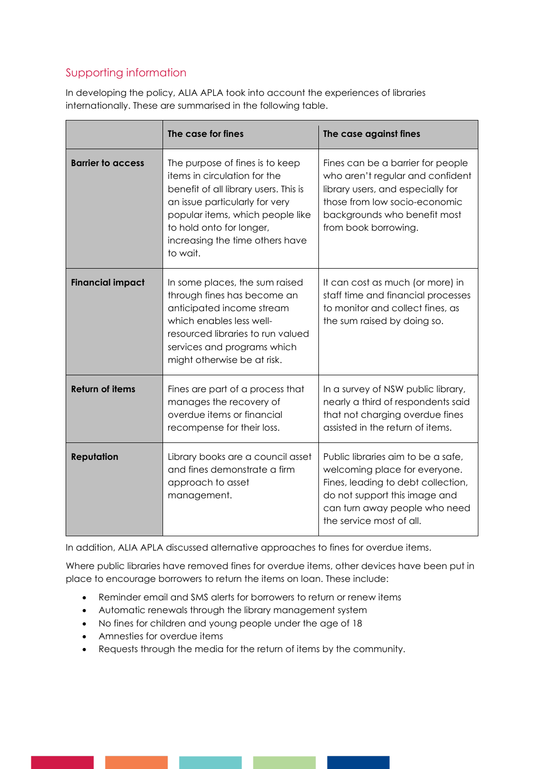## Supporting information

In developing the policy, ALIA APLA took into account the experiences of libraries internationally. These are summarised in the following table.

| | The case for fines | The case against fines |
|---|---|---|
| **Barrier to access** | The purpose of fines is to keep items in circulation for the benefit of all library users. This is an issue particularly for very popular items, which people like to hold onto for longer, increasing the time others have to wait. | Fines can be a barrier for people who aren't regular and confident library users, and especially for those from low socio-economic backgrounds who benefit most from book borrowing. |
| **Financial impact** | In some places, the sum raised through fines has become an anticipated income stream which enables less well-resourced libraries to run valued services and programs which might otherwise be at risk. | It can cost as much (or more) in staff time and financial processes to monitor and collect fines, as the sum raised by doing so. |
| **Return of items** | Fines are part of a process that manages the recovery of overdue items or financial recompense for their loss. | In a survey of NSW public library, nearly a third of respondents said that not charging overdue fines assisted in the return of items. |
| **Reputation** | Library books are a council asset and fines demonstrate a firm approach to asset management. | Public libraries aim to be a safe, welcoming place for everyone. Fines, leading to debt collection, do not support this image and can turn away people who need the service most of all. |

In addition, ALIA APLA discussed alternative approaches to fines for overdue items.

Where public libraries have removed fines for overdue items, other devices have been put in place to encourage borrowers to return the items on loan. These include:

- Reminder email and SMS alerts for borrowers to return or renew items
- Automatic renewals through the library management system
- No fines for children and young people under the age of 18
- Amnesties for overdue items
- Requests through the media for the return of items by the community.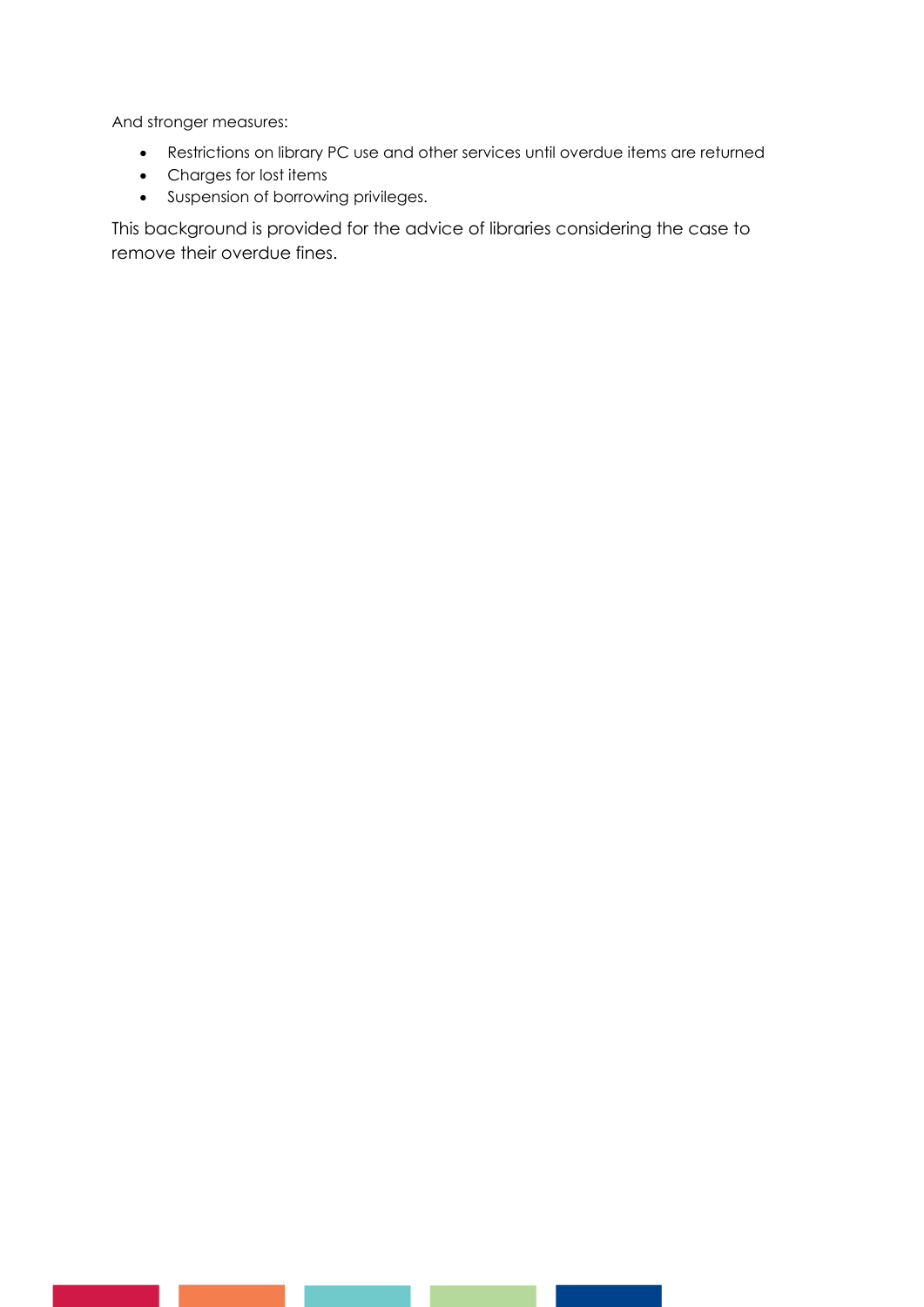And stronger measures:

- Restrictions on library PC use and other services until overdue items are returned
- Charges for lost items
- Suspension of borrowing privileges.

This background is provided for the advice of libraries considering the case to remove their overdue fines.